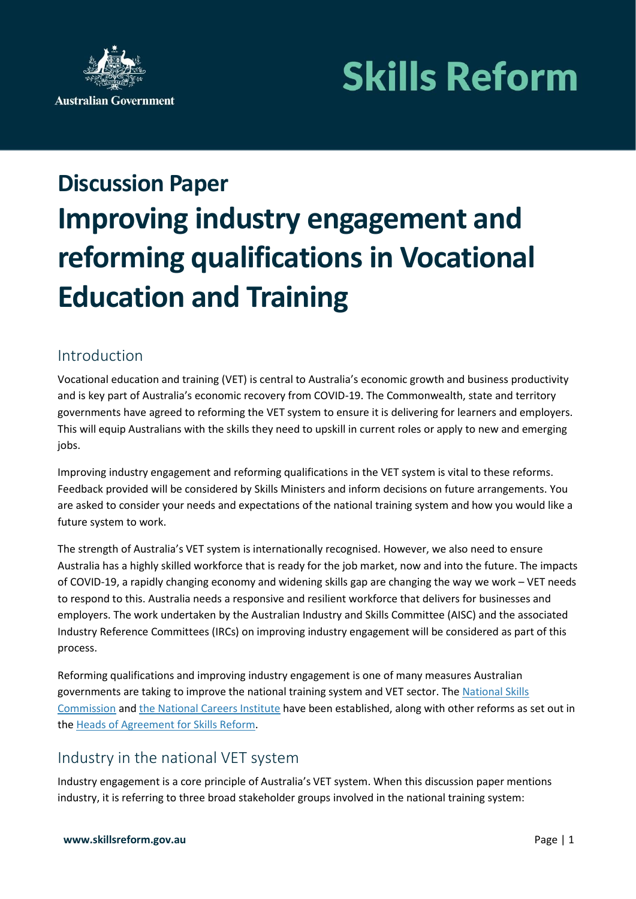Australian Government

# Skills Reform

## Discussion Paper

# Improving industry engagement and reforming qualifications in Vocational Education and Training

## Introduction

Vocational education and training (VET) is central to Australia's economic growth and business productivity and is key part of Australia's economic recovery from COVID-19. The Commonwealth, state and territory governments have agreed to reforming the VET system to ensure it is delivering for learners and employers. This will equip Australians with the skills they need to upskill in current roles or apply to new and emerging jobs.

Improving industry engagement and reforming qualifications in the VET system is vital to these reforms. Feedback provided will be considered by Skills Ministers and inform decisions on future arrangements. You are asked to consider your needs and expectations of the national training system and how you would like a future system to work.

The strength of Australia's VET system is internationally recognised. However, we also need to ensure Australia has a highly skilled workforce that is ready for the job market, now and into the future. The impacts of COVID-19, a rapidly changing economy and widening skills gap are changing the way we work – VET needs to respond to this. Australia needs a responsive and resilient workforce that delivers for businesses and employers. The work undertaken by the Australian Industry and Skills Committee (AISC) and the associated Industry Reference Committees (IRCs) on improving industry engagement will be considered as part of this process.

Reforming qualifications and improving industry engagement is one of many measures Australian governments are taking to improve the national training system and VET sector. The National Skills Commission and the National Careers Institute have been established, along with other reforms as set out in the Heads of Agreement for Skills Reform.

## Industry in the national VET system

Industry engagement is a core principle of Australia's VET system. When this discussion paper mentions industry, it is referring to three broad stakeholder groups involved in the national training system: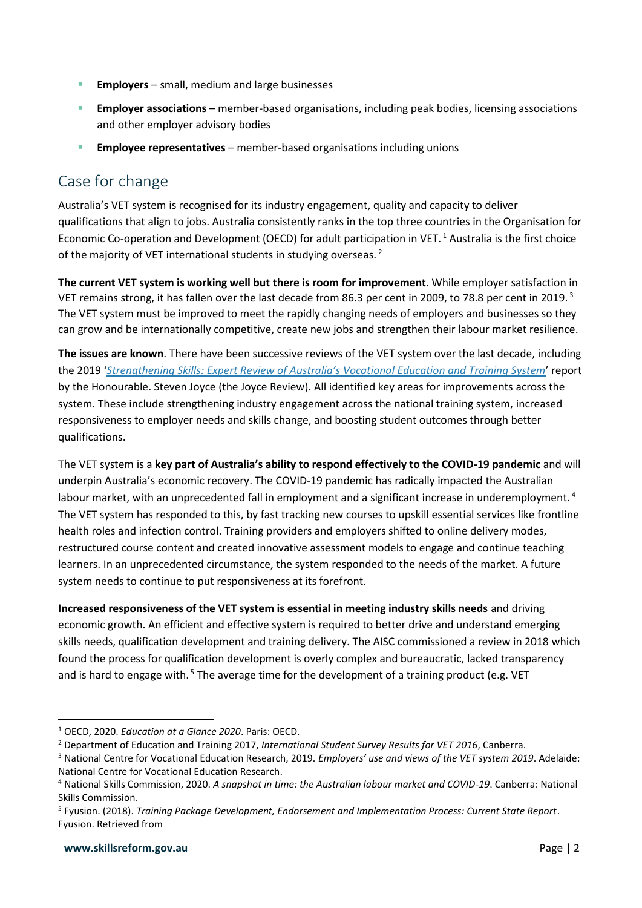- **Employers** – small, medium and large businesses
- **Employer associations** – member-based organisations, including peak bodies, licensing associations and other employer advisory bodies
- **Employee representatives** – member-based organisations including unions

## Case for change

Australia's VET system is recognised for its industry engagement, quality and capacity to deliver qualifications that align to jobs. Australia consistently ranks in the top three countries in the Organisation for Economic Co-operation and Development (OECD) for adult participation in VET.[1] Australia is the first choice of the majority of VET international students in studying overseas.[2]

**The current VET system is working well but there is room for improvement**. While employer satisfaction in VET remains strong, it has fallen over the last decade from 86.3 per cent in 2009, to 78.8 per cent in 2019.[3] The VET system must be improved to meet the rapidly changing needs of employers and businesses so they can grow and be internationally competitive, create new jobs and strengthen their labour market resilience.

**The issues are known**. There have been successive reviews of the VET system over the last decade, including the 2019 '*Strengthening Skills: Expert Review of Australia's Vocational Education and Training System*' report by the Honourable. Steven Joyce (the Joyce Review). All identified key areas for improvements across the system. These include strengthening industry engagement across the national training system, increased responsiveness to employer needs and skills change, and boosting student outcomes through better qualifications.

The VET system is a **key part of Australia's ability to respond effectively to the COVID-19 pandemic** and will underpin Australia's economic recovery. The COVID-19 pandemic has radically impacted the Australian labour market, with an unprecedented fall in employment and a significant increase in underemployment.[4] The VET system has responded to this, by fast tracking new courses to upskill essential services like frontline health roles and infection control. Training providers and employers shifted to online delivery modes, restructured course content and created innovative assessment models to engage and continue teaching learners. In an unprecedented circumstance, the system responded to the needs of the market. A future system needs to continue to put responsiveness at its forefront.

**Increased responsiveness of the VET system is essential in meeting industry skills needs** and driving economic growth. An efficient and effective system is required to better drive and understand emerging skills needs, qualification development and training delivery. The AISC commissioned a review in 2018 which found the process for qualification development is overly complex and bureaucratic, lacked transparency and is hard to engage with.[5] The average time for the development of a training product (e.g. VET

---

[1] OECD, 2020. *Education at a Glance 2020*. Paris: OECD.

[2] Department of Education and Training 2017, *International Student Survey Results for VET 2016*, Canberra.

[3] National Centre for Vocational Education Research, 2019. *Employers' use and views of the VET system 2019*. Adelaide: National Centre for Vocational Education Research.

[4] National Skills Commission, 2020. *A snapshot in time: the Australian labour market and COVID-19*. Canberra: National Skills Commission.

[5] Fyusion. (2018). *Training Package Development, Endorsement and Implementation Process: Current State Report*. Fyusion. Retrieved from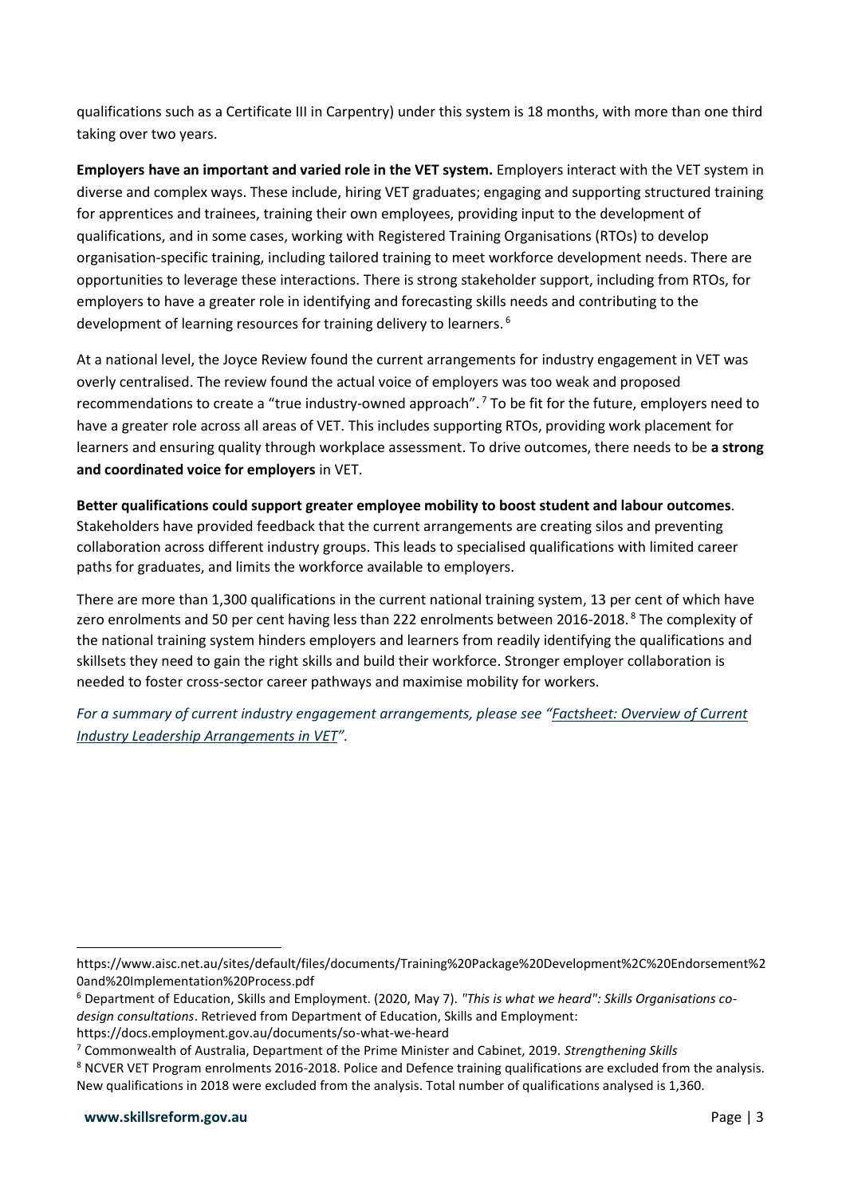qualifications such as a Certificate III in Carpentry) under this system is 18 months, with more than one third taking over two years.

**Employers have an important and varied role in the VET system.** Employers interact with the VET system in diverse and complex ways. These include, hiring VET graduates; engaging and supporting structured training for apprentices and trainees, training their own employees, providing input to the development of qualifications, and in some cases, working with Registered Training Organisations (RTOs) to develop organisation-specific training, including tailored training to meet workforce development needs. There are opportunities to leverage these interactions. There is strong stakeholder support, including from RTOs, for employers to have a greater role in identifying and forecasting skills needs and contributing to the development of learning resources for training delivery to learners.[6]

At a national level, the Joyce Review found the current arrangements for industry engagement in VET was overly centralised. The review found the actual voice of employers was too weak and proposed recommendations to create a "true industry-owned approach".[7] To be fit for the future, employers need to have a greater role across all areas of VET. This includes supporting RTOs, providing work placement for learners and ensuring quality through workplace assessment. To drive outcomes, there needs to be **a strong and coordinated voice for employers** in VET.

**Better qualifications could support greater employee mobility to boost student and labour outcomes**. Stakeholders have provided feedback that the current arrangements are creating silos and preventing collaboration across different industry groups. This leads to specialised qualifications with limited career paths for graduates, and limits the workforce available to employers.

There are more than 1,300 qualifications in the current national training system, 13 per cent of which have zero enrolments and 50 per cent having less than 222 enrolments between 2016-2018.[8] The complexity of the national training system hinders employers and learners from readily identifying the qualifications and skillsets they need to gain the right skills and build their workforce. Stronger employer collaboration is needed to foster cross-sector career pathways and maximise mobility for workers.

*For a summary of current industry engagement arrangements, please see "Factsheet: Overview of Current Industry Leadership Arrangements in VET".*

---

https://www.aisc.net.au/sites/default/files/documents/Training%20Package%20Development%2C%20Endorsement%20and%20Implementation%20Process.pdf

[6] Department of Education, Skills and Employment. (2020, May 7). *"This is what we heard": Skills Organisations co-design consultations*. Retrieved from Department of Education, Skills and Employment: https://docs.employment.gov.au/documents/so-what-we-heard

[7] Commonwealth of Australia, Department of the Prime Minister and Cabinet, 2019. *Strengthening Skills*

[8] NCVER VET Program enrolments 2016-2018. Police and Defence training qualifications are excluded from the analysis. New qualifications in 2018 were excluded from the analysis. Total number of qualifications analysed is 1,360.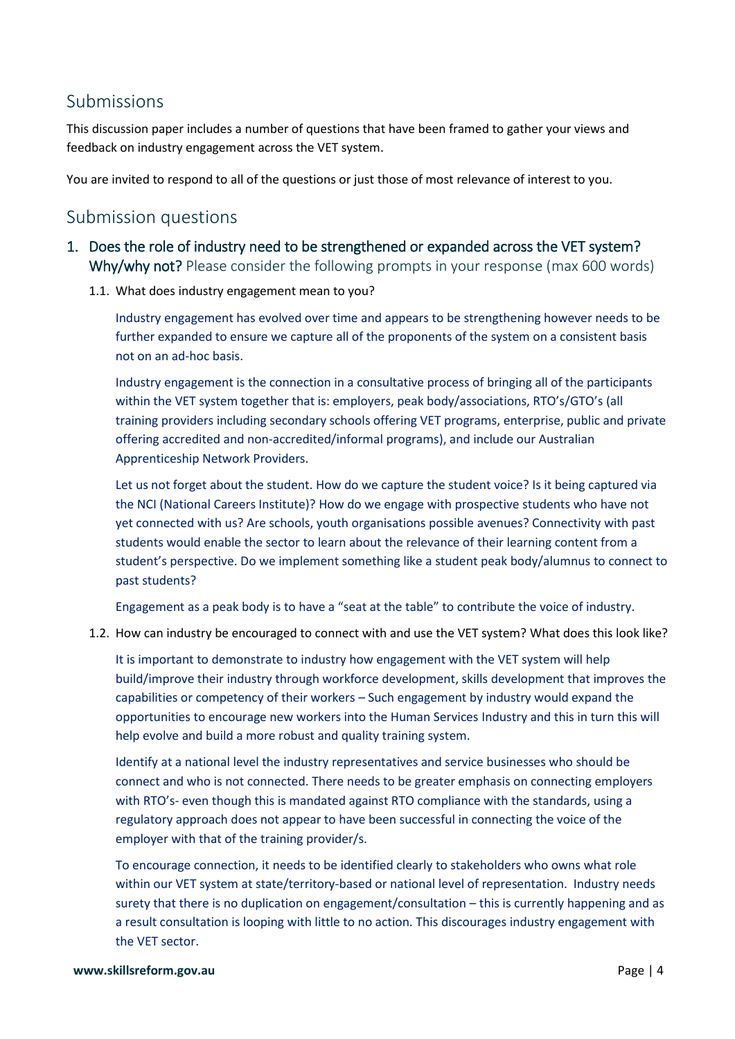## Submissions

This discussion paper includes a number of questions that have been framed to gather your views and feedback on industry engagement across the VET system.

You are invited to respond to all of the questions or just those of most relevance of interest to you.

## Submission questions

### 1. Does the role of industry need to be strengthened or expanded across the VET system? Why/why not? Please consider the following prompts in your response (max 600 words)

1.1. What does industry engagement mean to you?

Industry engagement has evolved over time and appears to be strengthening however needs to be further expanded to ensure we capture all of the proponents of the system on a consistent basis not on an ad-hoc basis.

Industry engagement is the connection in a consultative process of bringing all of the participants within the VET system together that is: employers, peak body/associations, RTO's/GTO's (all training providers including secondary schools offering VET programs, enterprise, public and private offering accredited and non-accredited/informal programs), and include our Australian Apprenticeship Network Providers.

Let us not forget about the student. How do we capture the student voice? Is it being captured via the NCI (National Careers Institute)? How do we engage with prospective students who have not yet connected with us? Are schools, youth organisations possible avenues? Connectivity with past students would enable the sector to learn about the relevance of their learning content from a student's perspective. Do we implement something like a student peak body/alumnus to connect to past students?

Engagement as a peak body is to have a "seat at the table" to contribute the voice of industry.

1.2. How can industry be encouraged to connect with and use the VET system? What does this look like?

It is important to demonstrate to industry how engagement with the VET system will help build/improve their industry through workforce development, skills development that improves the capabilities or competency of their workers – Such engagement by industry would expand the opportunities to encourage new workers into the Human Services Industry and this in turn this will help evolve and build a more robust and quality training system.

Identify at a national level the industry representatives and service businesses who should be connect and who is not connected. There needs to be greater emphasis on connecting employers with RTO's- even though this is mandated against RTO compliance with the standards, using a regulatory approach does not appear to have been successful in connecting the voice of the employer with that of the training provider/s.

To encourage connection, it needs to be identified clearly to stakeholders who owns what role within our VET system at state/territory-based or national level of representation. Industry needs surety that there is no duplication on engagement/consultation – this is currently happening and as a result consultation is looping with little to no action. This discourages industry engagement with the VET sector.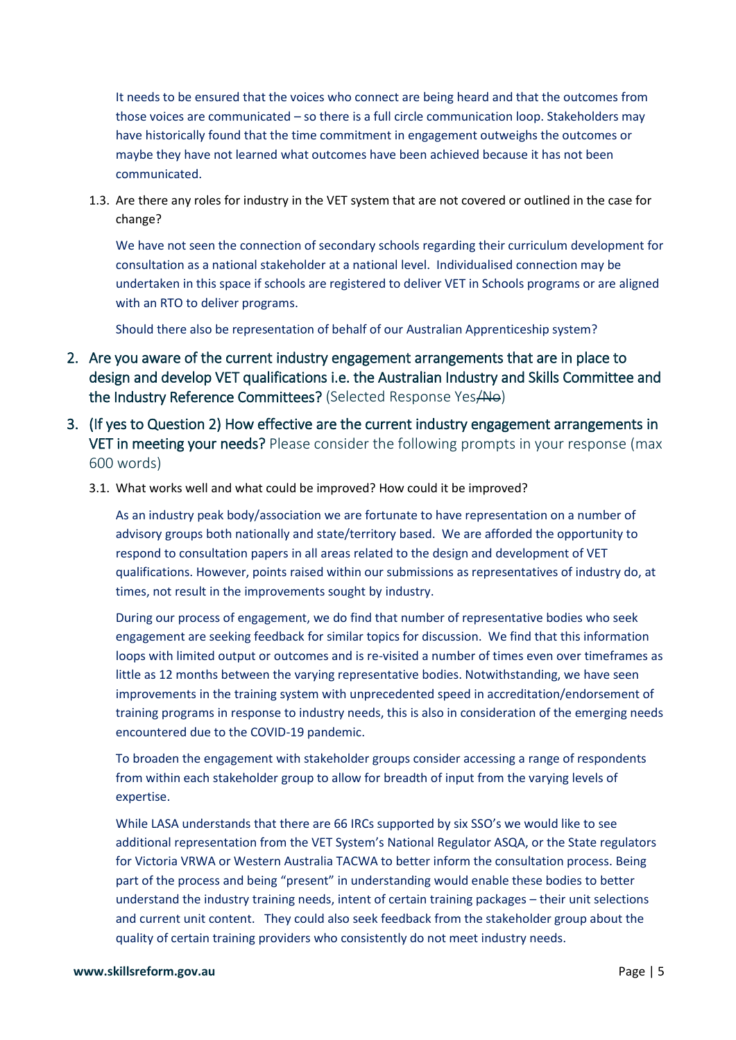It needs to be ensured that the voices who connect are being heard and that the outcomes from those voices are communicated – so there is a full circle communication loop. Stakeholders may have historically found that the time commitment in engagement outweighs the outcomes or maybe they have not learned what outcomes have been achieved because it has not been communicated.

1.3. Are there any roles for industry in the VET system that are not covered or outlined in the case for change?

We have not seen the connection of secondary schools regarding their curriculum development for consultation as a national stakeholder at a national level. Individualised connection may be undertaken in this space if schools are registered to deliver VET in Schools programs or are aligned with an RTO to deliver programs.

Should there also be representation of behalf of our Australian Apprenticeship system?

2. Are you aware of the current industry engagement arrangements that are in place to design and develop VET qualifications i.e. the Australian Industry and Skills Committee and the Industry Reference Committees? (Selected Response Yes~~/No~~)

3. (If yes to Question 2) How effective are the current industry engagement arrangements in VET in meeting your needs? Please consider the following prompts in your response (max 600 words)

3.1. What works well and what could be improved? How could it be improved?

As an industry peak body/association we are fortunate to have representation on a number of advisory groups both nationally and state/territory based. We are afforded the opportunity to respond to consultation papers in all areas related to the design and development of VET qualifications. However, points raised within our submissions as representatives of industry do, at times, not result in the improvements sought by industry.

During our process of engagement, we do find that number of representative bodies who seek engagement are seeking feedback for similar topics for discussion. We find that this information loops with limited output or outcomes and is re-visited a number of times even over timeframes as little as 12 months between the varying representative bodies. Notwithstanding, we have seen improvements in the training system with unprecedented speed in accreditation/endorsement of training programs in response to industry needs, this is also in consideration of the emerging needs encountered due to the COVID-19 pandemic.

To broaden the engagement with stakeholder groups consider accessing a range of respondents from within each stakeholder group to allow for breadth of input from the varying levels of expertise.

While LASA understands that there are 66 IRCs supported by six SSO's we would like to see additional representation from the VET System's National Regulator ASQA, or the State regulators for Victoria VRWA or Western Australia TACWA to better inform the consultation process. Being part of the process and being "present" in understanding would enable these bodies to better understand the industry training needs, intent of certain training packages – their unit selections and current unit content. They could also seek feedback from the stakeholder group about the quality of certain training providers who consistently do not meet industry needs.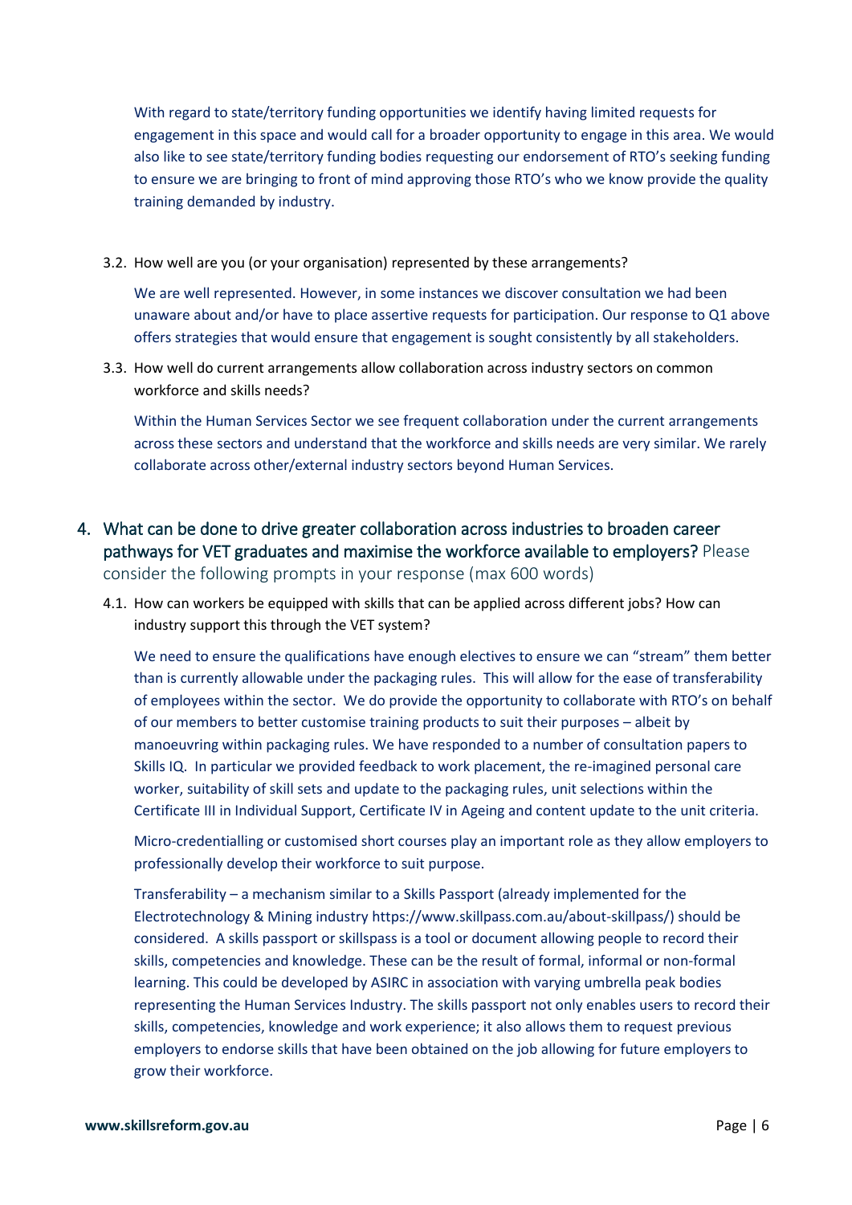With regard to state/territory funding opportunities we identify having limited requests for engagement in this space and would call for a broader opportunity to engage in this area. We would also like to see state/territory funding bodies requesting our endorsement of RTO's seeking funding to ensure we are bringing to front of mind approving those RTO's who we know provide the quality training demanded by industry.

3.2. How well are you (or your organisation) represented by these arrangements?

We are well represented. However, in some instances we discover consultation we had been unaware about and/or have to place assertive requests for participation. Our response to Q1 above offers strategies that would ensure that engagement is sought consistently by all stakeholders.

3.3. How well do current arrangements allow collaboration across industry sectors on common workforce and skills needs?

Within the Human Services Sector we see frequent collaboration under the current arrangements across these sectors and understand that the workforce and skills needs are very similar. We rarely collaborate across other/external industry sectors beyond Human Services.

## 4. What can be done to drive greater collaboration across industries to broaden career pathways for VET graduates and maximise the workforce available to employers? Please consider the following prompts in your response (max 600 words)

4.1. How can workers be equipped with skills that can be applied across different jobs? How can industry support this through the VET system?

We need to ensure the qualifications have enough electives to ensure we can "stream" them better than is currently allowable under the packaging rules. This will allow for the ease of transferability of employees within the sector. We do provide the opportunity to collaborate with RTO's on behalf of our members to better customise training products to suit their purposes – albeit by manoeuvring within packaging rules. We have responded to a number of consultation papers to Skills IQ. In particular we provided feedback to work placement, the re-imagined personal care worker, suitability of skill sets and update to the packaging rules, unit selections within the Certificate III in Individual Support, Certificate IV in Ageing and content update to the unit criteria.

Micro-credentialling or customised short courses play an important role as they allow employers to professionally develop their workforce to suit purpose.

Transferability – a mechanism similar to a Skills Passport (already implemented for the Electrotechnology & Mining industry https://www.skillpass.com.au/about-skillpass/) should be considered. A skills passport or skillspass is a tool or document allowing people to record their skills, competencies and knowledge. These can be the result of formal, informal or non-formal learning. This could be developed by ASIRC in association with varying umbrella peak bodies representing the Human Services Industry. The skills passport not only enables users to record their skills, competencies, knowledge and work experience; it also allows them to request previous employers to endorse skills that have been obtained on the job allowing for future employers to grow their workforce.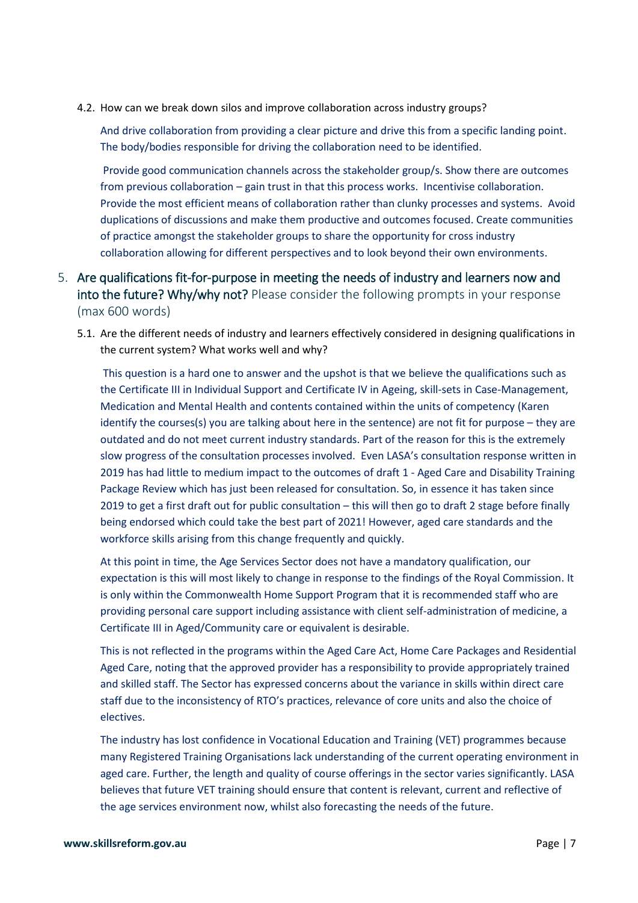4.2. How can we break down silos and improve collaboration across industry groups?

And drive collaboration from providing a clear picture and drive this from a specific landing point. The body/bodies responsible for driving the collaboration need to be identified.

Provide good communication channels across the stakeholder group/s. Show there are outcomes from previous collaboration – gain trust in that this process works. Incentivise collaboration. Provide the most efficient means of collaboration rather than clunky processes and systems. Avoid duplications of discussions and make them productive and outcomes focused. Create communities of practice amongst the stakeholder groups to share the opportunity for cross industry collaboration allowing for different perspectives and to look beyond their own environments.

## 5. Are qualifications fit-for-purpose in meeting the needs of industry and learners now and into the future? Why/why not? Please consider the following prompts in your response (max 600 words)

5.1. Are the different needs of industry and learners effectively considered in designing qualifications in the current system? What works well and why?

This question is a hard one to answer and the upshot is that we believe the qualifications such as the Certificate III in Individual Support and Certificate IV in Ageing, skill-sets in Case-Management, Medication and Mental Health and contents contained within the units of competency (Karen identify the courses(s) you are talking about here in the sentence) are not fit for purpose – they are outdated and do not meet current industry standards. Part of the reason for this is the extremely slow progress of the consultation processes involved. Even LASA's consultation response written in 2019 has had little to medium impact to the outcomes of draft 1 - Aged Care and Disability Training Package Review which has just been released for consultation. So, in essence it has taken since 2019 to get a first draft out for public consultation – this will then go to draft 2 stage before finally being endorsed which could take the best part of 2021! However, aged care standards and the workforce skills arising from this change frequently and quickly.

At this point in time, the Age Services Sector does not have a mandatory qualification, our expectation is this will most likely to change in response to the findings of the Royal Commission. It is only within the Commonwealth Home Support Program that it is recommended staff who are providing personal care support including assistance with client self-administration of medicine, a Certificate III in Aged/Community care or equivalent is desirable.

This is not reflected in the programs within the Aged Care Act, Home Care Packages and Residential Aged Care, noting that the approved provider has a responsibility to provide appropriately trained and skilled staff. The Sector has expressed concerns about the variance in skills within direct care staff due to the inconsistency of RTO's practices, relevance of core units and also the choice of electives.

The industry has lost confidence in Vocational Education and Training (VET) programmes because many Registered Training Organisations lack understanding of the current operating environment in aged care. Further, the length and quality of course offerings in the sector varies significantly. LASA believes that future VET training should ensure that content is relevant, current and reflective of the age services environment now, whilst also forecasting the needs of the future.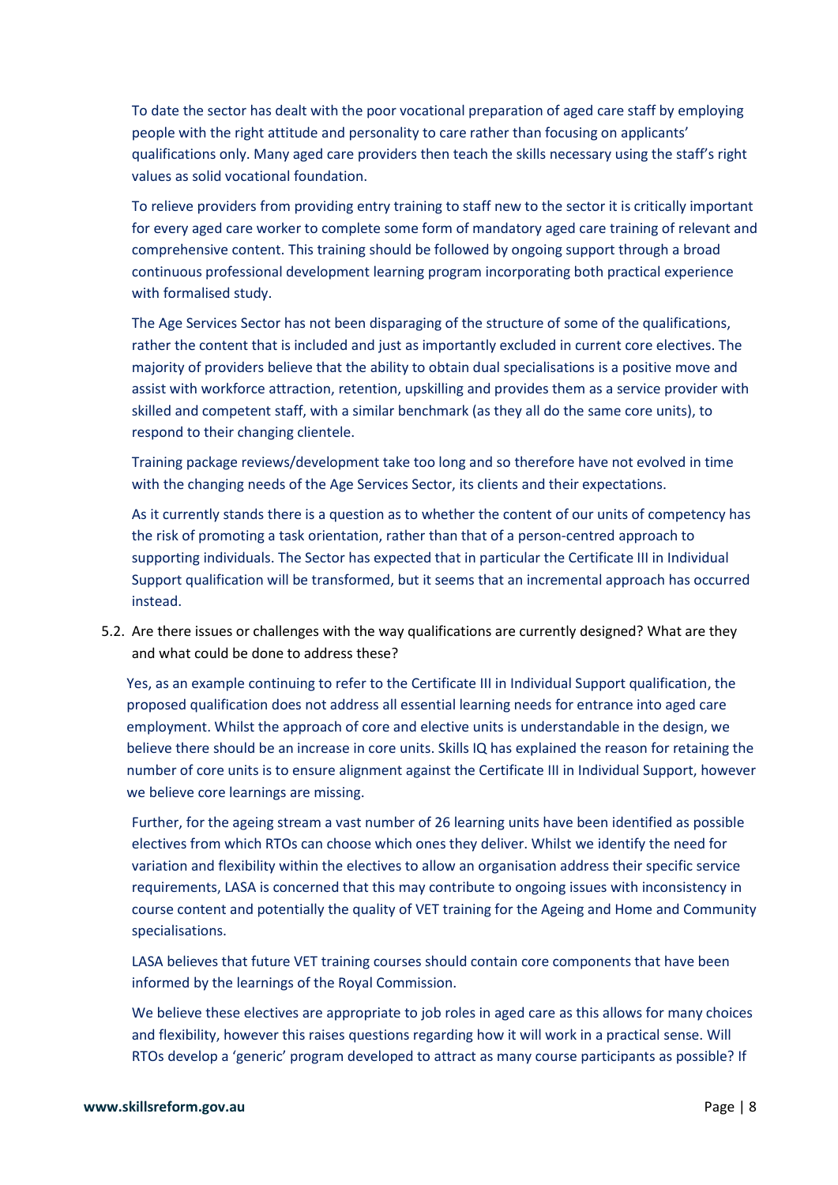To date the sector has dealt with the poor vocational preparation of aged care staff by employing people with the right attitude and personality to care rather than focusing on applicants' qualifications only. Many aged care providers then teach the skills necessary using the staff's right values as solid vocational foundation.

To relieve providers from providing entry training to staff new to the sector it is critically important for every aged care worker to complete some form of mandatory aged care training of relevant and comprehensive content. This training should be followed by ongoing support through a broad continuous professional development learning program incorporating both practical experience with formalised study.

The Age Services Sector has not been disparaging of the structure of some of the qualifications, rather the content that is included and just as importantly excluded in current core electives. The majority of providers believe that the ability to obtain dual specialisations is a positive move and assist with workforce attraction, retention, upskilling and provides them as a service provider with skilled and competent staff, with a similar benchmark (as they all do the same core units), to respond to their changing clientele.

Training package reviews/development take too long and so therefore have not evolved in time with the changing needs of the Age Services Sector, its clients and their expectations.

As it currently stands there is a question as to whether the content of our units of competency has the risk of promoting a task orientation, rather than that of a person-centred approach to supporting individuals. The Sector has expected that in particular the Certificate III in Individual Support qualification will be transformed, but it seems that an incremental approach has occurred instead.

5.2. Are there issues or challenges with the way qualifications are currently designed? What are they and what could be done to address these?

Yes, as an example continuing to refer to the Certificate III in Individual Support qualification, the proposed qualification does not address all essential learning needs for entrance into aged care employment. Whilst the approach of core and elective units is understandable in the design, we believe there should be an increase in core units. Skills IQ has explained the reason for retaining the number of core units is to ensure alignment against the Certificate III in Individual Support, however we believe core learnings are missing.

Further, for the ageing stream a vast number of 26 learning units have been identified as possible electives from which RTOs can choose which ones they deliver. Whilst we identify the need for variation and flexibility within the electives to allow an organisation address their specific service requirements, LASA is concerned that this may contribute to ongoing issues with inconsistency in course content and potentially the quality of VET training for the Ageing and Home and Community specialisations.

LASA believes that future VET training courses should contain core components that have been informed by the learnings of the Royal Commission.

We believe these electives are appropriate to job roles in aged care as this allows for many choices and flexibility, however this raises questions regarding how it will work in a practical sense. Will RTOs develop a 'generic' program developed to attract as many course participants as possible? If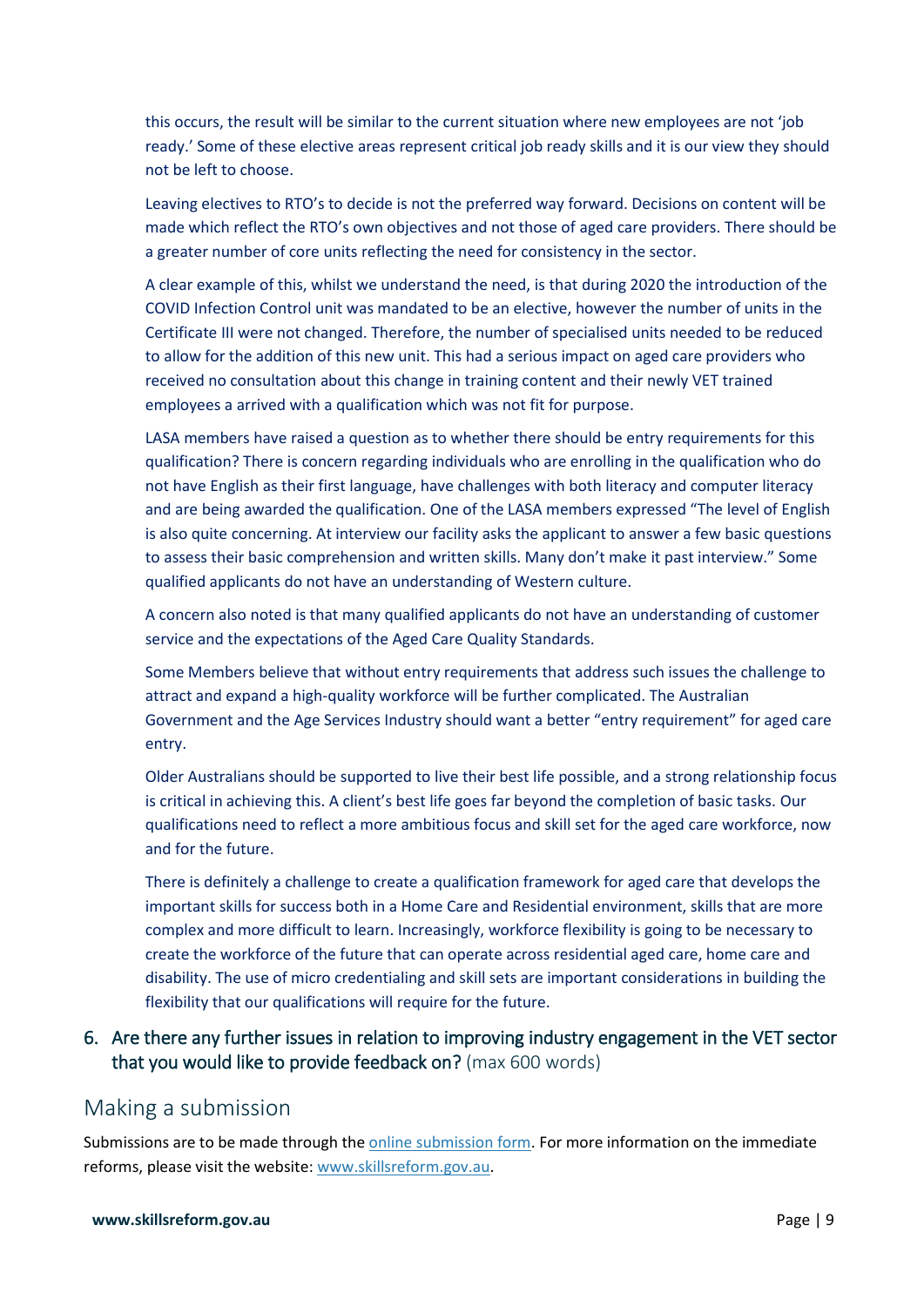this occurs, the result will be similar to the current situation where new employees are not 'job ready.' Some of these elective areas represent critical job ready skills and it is our view they should not be left to choose.

Leaving electives to RTO's to decide is not the preferred way forward. Decisions on content will be made which reflect the RTO's own objectives and not those of aged care providers. There should be a greater number of core units reflecting the need for consistency in the sector.

A clear example of this, whilst we understand the need, is that during 2020 the introduction of the COVID Infection Control unit was mandated to be an elective, however the number of units in the Certificate III were not changed. Therefore, the number of specialised units needed to be reduced to allow for the addition of this new unit. This had a serious impact on aged care providers who received no consultation about this change in training content and their newly VET trained employees a arrived with a qualification which was not fit for purpose.

LASA members have raised a question as to whether there should be entry requirements for this qualification? There is concern regarding individuals who are enrolling in the qualification who do not have English as their first language, have challenges with both literacy and computer literacy and are being awarded the qualification. One of the LASA members expressed "The level of English is also quite concerning. At interview our facility asks the applicant to answer a few basic questions to assess their basic comprehension and written skills. Many don't make it past interview." Some qualified applicants do not have an understanding of Western culture.

A concern also noted is that many qualified applicants do not have an understanding of customer service and the expectations of the Aged Care Quality Standards.

Some Members believe that without entry requirements that address such issues the challenge to attract and expand a high-quality workforce will be further complicated. The Australian Government and the Age Services Industry should want a better "entry requirement" for aged care entry.

Older Australians should be supported to live their best life possible, and a strong relationship focus is critical in achieving this. A client's best life goes far beyond the completion of basic tasks. Our qualifications need to reflect a more ambitious focus and skill set for the aged care workforce, now and for the future.

There is definitely a challenge to create a qualification framework for aged care that develops the important skills for success both in a Home Care and Residential environment, skills that are more complex and more difficult to learn. Increasingly, workforce flexibility is going to be necessary to create the workforce of the future that can operate across residential aged care, home care and disability. The use of micro credentialing and skill sets are important considerations in building the flexibility that our qualifications will require for the future.

6. Are there any further issues in relation to improving industry engagement in the VET sector that you would like to provide feedback on? (max 600 words)

## Making a submission

Submissions are to be made through the online submission form. For more information on the immediate reforms, please visit the website: www.skillsreform.gov.au.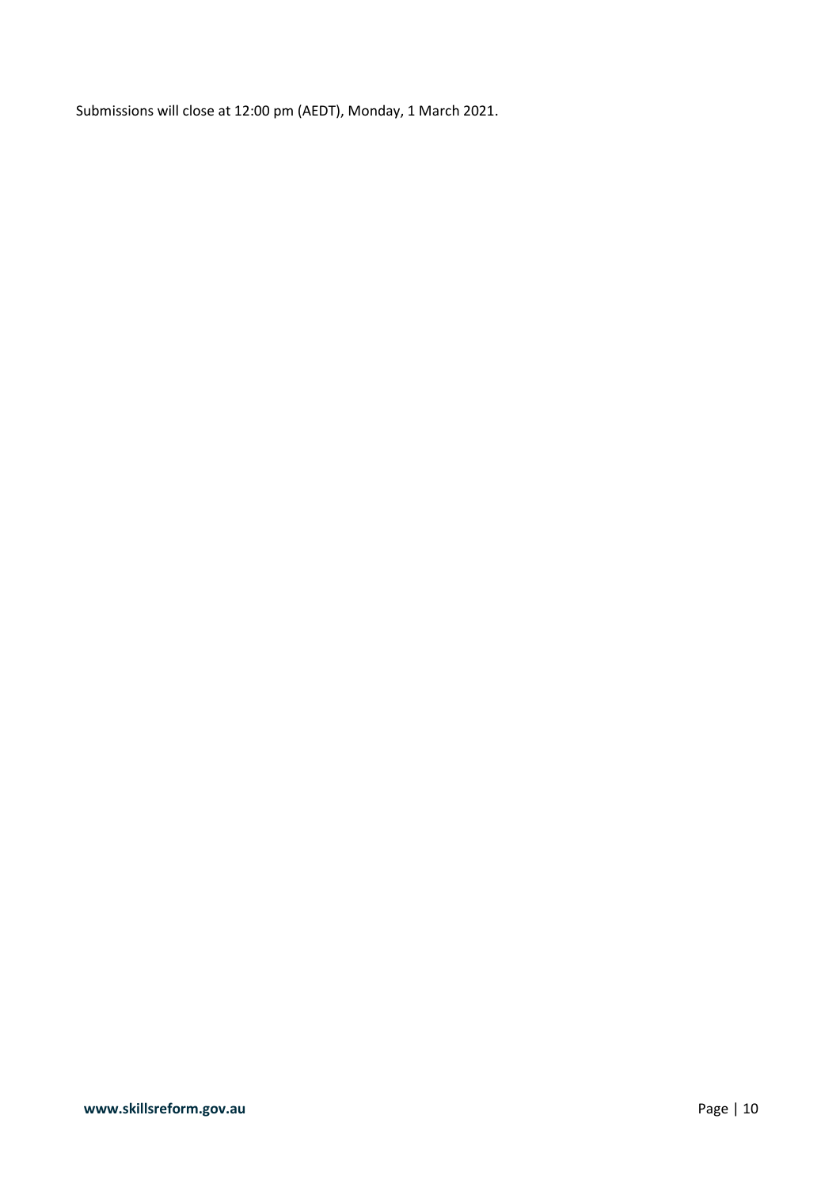Submissions will close at 12:00 pm (AEDT), Monday, 1 March 2021.